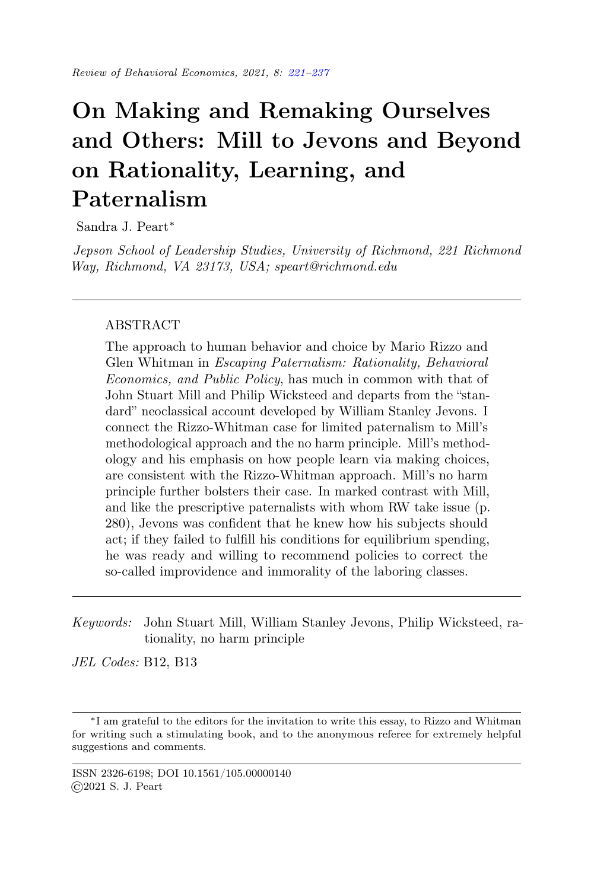# On Making and Remaking Ourselves and Others: Mill to Jevons and Beyond on Rationality, Learning, and Paternalism

Sandra J. Peart*

*Jepson School of Leadership Studies, University of Richmond, 221 Richmond Way, Richmond, VA 23173, USA; speart@richmond.edu*

---

ABSTRACT

The approach to human behavior and choice by Mario Rizzo and Glen Whitman in *Escaping Paternalism: Rationality, Behavioral Economics, and Public Policy*, has much in common with that of John Stuart Mill and Philip Wicksteed and departs from the "standard" neoclassical account developed by William Stanley Jevons. I connect the Rizzo-Whitman case for limited paternalism to Mill's methodological approach and the no harm principle. Mill's methodology and his emphasis on how people learn via making choices, are consistent with the Rizzo-Whitman approach. Mill's no harm principle further bolsters their case. In marked contrast with Mill, and like the prescriptive paternalists with whom RW take issue (p. 280), Jevons was confident that he knew how his subjects should act; if they failed to fulfill his conditions for equilibrium spending, he was ready and willing to recommend policies to correct the so-called improvidence and immorality of the laboring classes.

---

*Keywords:* John Stuart Mill, William Stanley Jevons, Philip Wicksteed, rationality, no harm principle

*JEL Codes:* B12, B13

---

*I am grateful to the editors for the invitation to write this essay, to Rizzo and Whitman for writing such a stimulating book, and to the anonymous referee for extremely helpful suggestions and comments.

ISSN 2326-6198; DOI 10.1561/105.00000140
©2021 S. J. Peart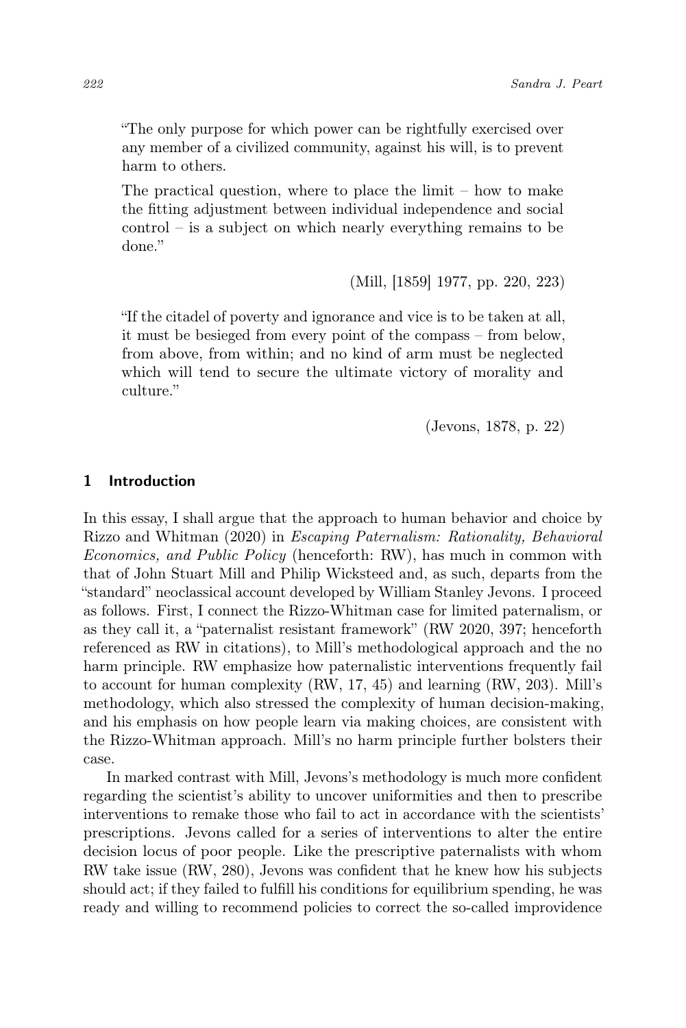> "The only purpose for which power can be rightfully exercised over any member of a civilized community, against his will, is to prevent harm to others.
>
> The practical question, where to place the limit – how to make the fitting adjustment between individual independence and social control – is a subject on which nearly everything remains to be done."
>
> (Mill, [1859] 1977, pp. 220, 223)

> "If the citadel of poverty and ignorance and vice is to be taken at all, it must be besieged from every point of the compass – from below, from above, from within; and no kind of arm must be neglected which will tend to secure the ultimate victory of morality and culture."
>
> (Jevons, 1878, p. 22)

## 1 Introduction

In this essay, I shall argue that the approach to human behavior and choice by Rizzo and Whitman (2020) in *Escaping Paternalism: Rationality, Behavioral Economics, and Public Policy* (henceforth: RW), has much in common with that of John Stuart Mill and Philip Wicksteed and, as such, departs from the "standard" neoclassical account developed by William Stanley Jevons. I proceed as follows. First, I connect the Rizzo-Whitman case for limited paternalism, or as they call it, a "paternalist resistant framework" (RW 2020, 397; henceforth referenced as RW in citations), to Mill's methodological approach and the no harm principle. RW emphasize how paternalistic interventions frequently fail to account for human complexity (RW, 17, 45) and learning (RW, 203). Mill's methodology, which also stressed the complexity of human decision-making, and his emphasis on how people learn via making choices, are consistent with the Rizzo-Whitman approach. Mill's no harm principle further bolsters their case.

In marked contrast with Mill, Jevons's methodology is much more confident regarding the scientist's ability to uncover uniformities and then to prescribe interventions to remake those who fail to act in accordance with the scientists' prescriptions. Jevons called for a series of interventions to alter the entire decision locus of poor people. Like the prescriptive paternalists with whom RW take issue (RW, 280), Jevons was confident that he knew how his subjects should act; if they failed to fulfill his conditions for equilibrium spending, he was ready and willing to recommend policies to correct the so-called improvidence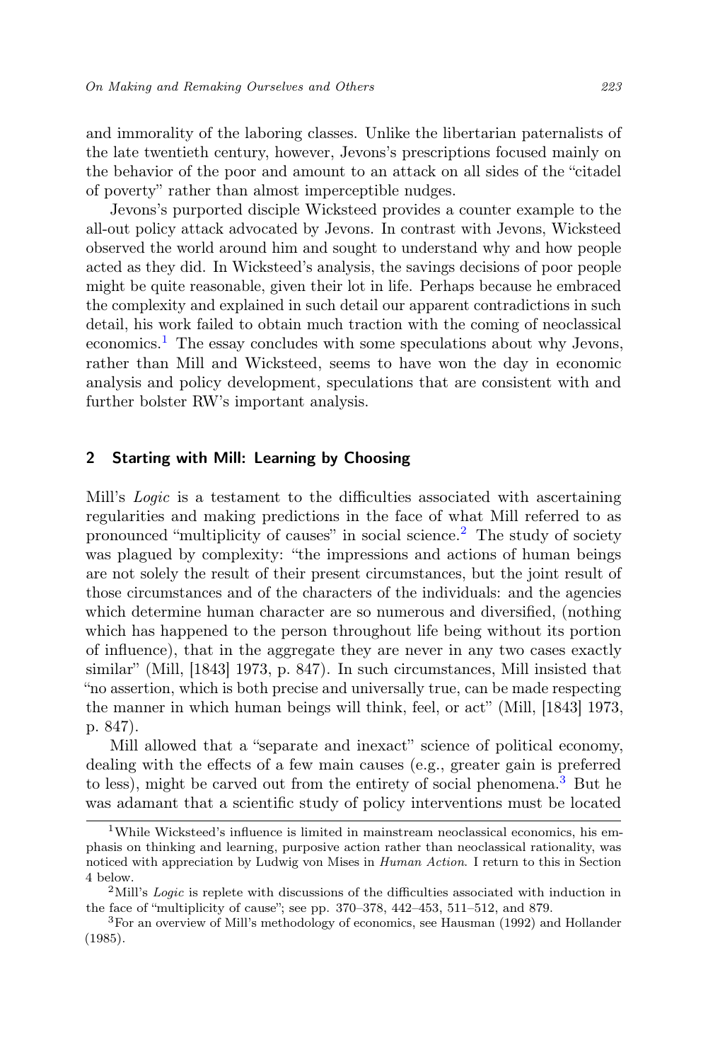and immorality of the laboring classes. Unlike the libertarian paternalists of the late twentieth century, however, Jevons's prescriptions focused mainly on the behavior of the poor and amount to an attack on all sides of the "citadel of poverty" rather than almost imperceptible nudges.

Jevons's purported disciple Wicksteed provides a counter example to the all-out policy attack advocated by Jevons. In contrast with Jevons, Wicksteed observed the world around him and sought to understand why and how people acted as they did. In Wicksteed's analysis, the savings decisions of poor people might be quite reasonable, given their lot in life. Perhaps because he embraced the complexity and explained in such detail our apparent contradictions in such detail, his work failed to obtain much traction with the coming of neoclassical economics.[1] The essay concludes with some speculations about why Jevons, rather than Mill and Wicksteed, seems to have won the day in economic analysis and policy development, speculations that are consistent with and further bolster RW's important analysis.

## 2 Starting with Mill: Learning by Choosing

Mill's *Logic* is a testament to the difficulties associated with ascertaining regularities and making predictions in the face of what Mill referred to as pronounced "multiplicity of causes" in social science.[2] The study of society was plagued by complexity: "the impressions and actions of human beings are not solely the result of their present circumstances, but the joint result of those circumstances and of the characters of the individuals: and the agencies which determine human character are so numerous and diversified, (nothing which has happened to the person throughout life being without its portion of influence), that in the aggregate they are never in any two cases exactly similar" (Mill, [1843] 1973, p. 847). In such circumstances, Mill insisted that "no assertion, which is both precise and universally true, can be made respecting the manner in which human beings will think, feel, or act" (Mill, [1843] 1973, p. 847).

Mill allowed that a "separate and inexact" science of political economy, dealing with the effects of a few main causes (e.g., greater gain is preferred to less), might be carved out from the entirety of social phenomena.[3] But he was adamant that a scientific study of policy interventions must be located

---

[1] While Wicksteed's influence is limited in mainstream neoclassical economics, his emphasis on thinking and learning, purposive action rather than neoclassical rationality, was noticed with appreciation by Ludwig von Mises in *Human Action*. I return to this in Section 4 below.

[2] Mill's *Logic* is replete with discussions of the difficulties associated with induction in the face of "multiplicity of cause"; see pp. 370–378, 442–453, 511–512, and 879.

[3] For an overview of Mill's methodology of economics, see Hausman (1992) and Hollander (1985).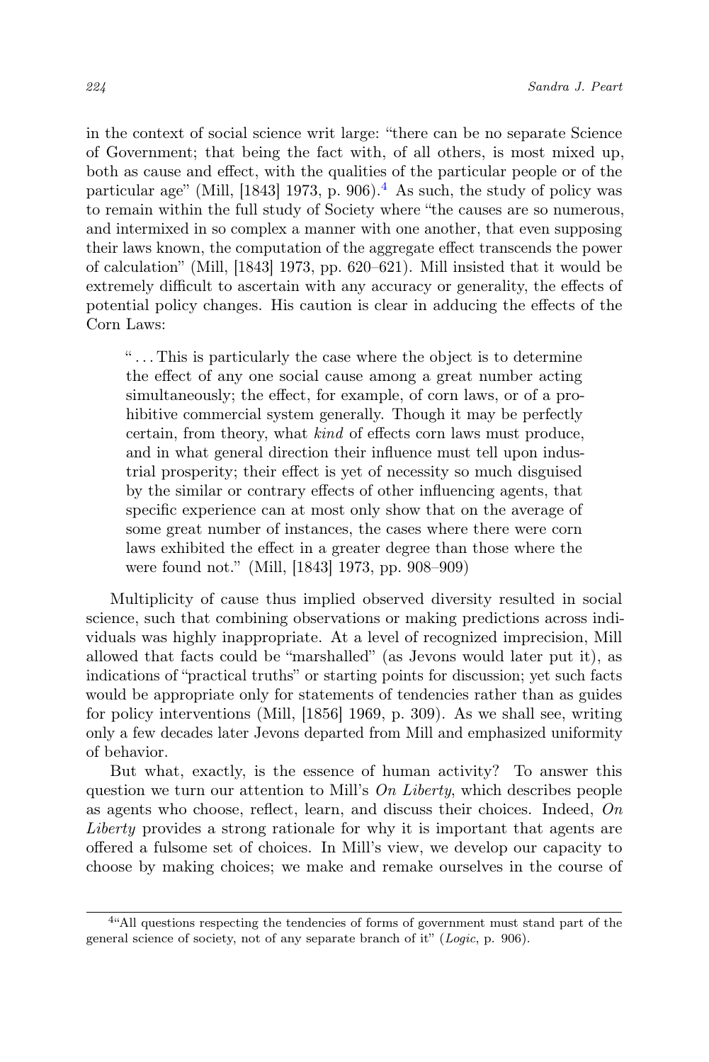in the context of social science writ large: "there can be no separate Science of Government; that being the fact with, of all others, is most mixed up, both as cause and effect, with the qualities of the particular people or of the particular age" (Mill, [1843] 1973, p. 906).[4] As such, the study of policy was to remain within the full study of Society where "the causes are so numerous, and intermixed in so complex a manner with one another, that even supposing their laws known, the computation of the aggregate effect transcends the power of calculation" (Mill, [1843] 1973, pp. 620–621). Mill insisted that it would be extremely difficult to ascertain with any accuracy or generality, the effects of potential policy changes. His caution is clear in adducing the effects of the Corn Laws:

> "... This is particularly the case where the object is to determine the effect of any one social cause among a great number acting simultaneously; the effect, for example, of corn laws, or of a prohibitive commercial system generally. Though it may be perfectly certain, from theory, what *kind* of effects corn laws must produce, and in what general direction their influence must tell upon industrial prosperity; their effect is yet of necessity so much disguised by the similar or contrary effects of other influencing agents, that specific experience can at most only show that on the average of some great number of instances, the cases where there were corn laws exhibited the effect in a greater degree than those where the were found not." (Mill, [1843] 1973, pp. 908–909)

Multiplicity of cause thus implied observed diversity resulted in social science, such that combining observations or making predictions across individuals was highly inappropriate. At a level of recognized imprecision, Mill allowed that facts could be "marshalled" (as Jevons would later put it), as indications of "practical truths" or starting points for discussion; yet such facts would be appropriate only for statements of tendencies rather than as guides for policy interventions (Mill, [1856] 1969, p. 309). As we shall see, writing only a few decades later Jevons departed from Mill and emphasized uniformity of behavior.

But what, exactly, is the essence of human activity? To answer this question we turn our attention to Mill's *On Liberty*, which describes people as agents who choose, reflect, learn, and discuss their choices. Indeed, *On Liberty* provides a strong rationale for why it is important that agents are offered a fulsome set of choices. In Mill's view, we develop our capacity to choose by making choices; we make and remake ourselves in the course of

---

[4] "All questions respecting the tendencies of forms of government must stand part of the general science of society, not of any separate branch of it" (*Logic*, p. 906).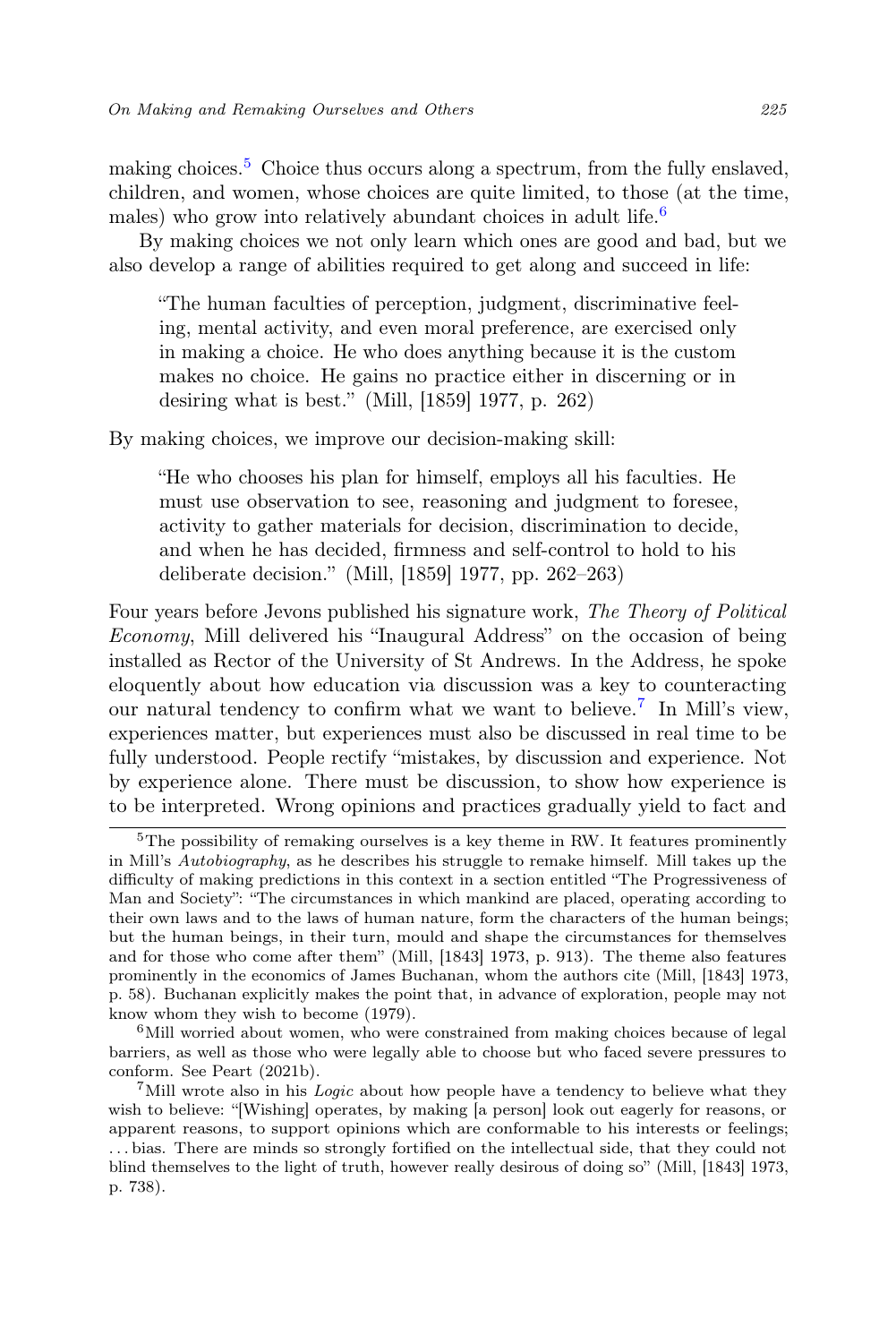making choices.[5] Choice thus occurs along a spectrum, from the fully enslaved, children, and women, whose choices are quite limited, to those (at the time, males) who grow into relatively abundant choices in adult life.[6]

By making choices we not only learn which ones are good and bad, but we also develop a range of abilities required to get along and succeed in life:

> "The human faculties of perception, judgment, discriminative feeling, mental activity, and even moral preference, are exercised only in making a choice. He who does anything because it is the custom makes no choice. He gains no practice either in discerning or in desiring what is best." (Mill, [1859] 1977, p. 262)

By making choices, we improve our decision-making skill:

> "He who chooses his plan for himself, employs all his faculties. He must use observation to see, reasoning and judgment to foresee, activity to gather materials for decision, discrimination to decide, and when he has decided, firmness and self-control to hold to his deliberate decision." (Mill, [1859] 1977, pp. 262–263)

Four years before Jevons published his signature work, *The Theory of Political Economy*, Mill delivered his "Inaugural Address" on the occasion of being installed as Rector of the University of St Andrews. In the Address, he spoke eloquently about how education via discussion was a key to counteracting our natural tendency to confirm what we want to believe.[7] In Mill's view, experiences matter, but experiences must also be discussed in real time to be fully understood. People rectify "mistakes, by discussion and experience. Not by experience alone. There must be discussion, to show how experience is to be interpreted. Wrong opinions and practices gradually yield to fact and

---

[5] The possibility of remaking ourselves is a key theme in RW. It features prominently in Mill's *Autobiography*, as he describes his struggle to remake himself. Mill takes up the difficulty of making predictions in this context in a section entitled "The Progressiveness of Man and Society": "The circumstances in which mankind are placed, operating according to their own laws and to the laws of human nature, form the characters of the human beings; but the human beings, in their turn, mould and shape the circumstances for themselves and for those who come after them" (Mill, [1843] 1973, p. 913). The theme also features prominently in the economics of James Buchanan, whom the authors cite (Mill, [1843] 1973, p. 58). Buchanan explicitly makes the point that, in advance of exploration, people may not know whom they wish to become (1979).

[6] Mill worried about women, who were constrained from making choices because of legal barriers, as well as those who were legally able to choose but who faced severe pressures to conform. See Peart (2021b).

[7] Mill wrote also in his *Logic* about how people have a tendency to believe what they wish to believe: "[Wishing] operates, by making [a person] look out eagerly for reasons, or apparent reasons, to support opinions which are conformable to his interests or feelings; ... bias. There are minds so strongly fortified on the intellectual side, that they could not blind themselves to the light of truth, however really desirous of doing so" (Mill, [1843] 1973, p. 738).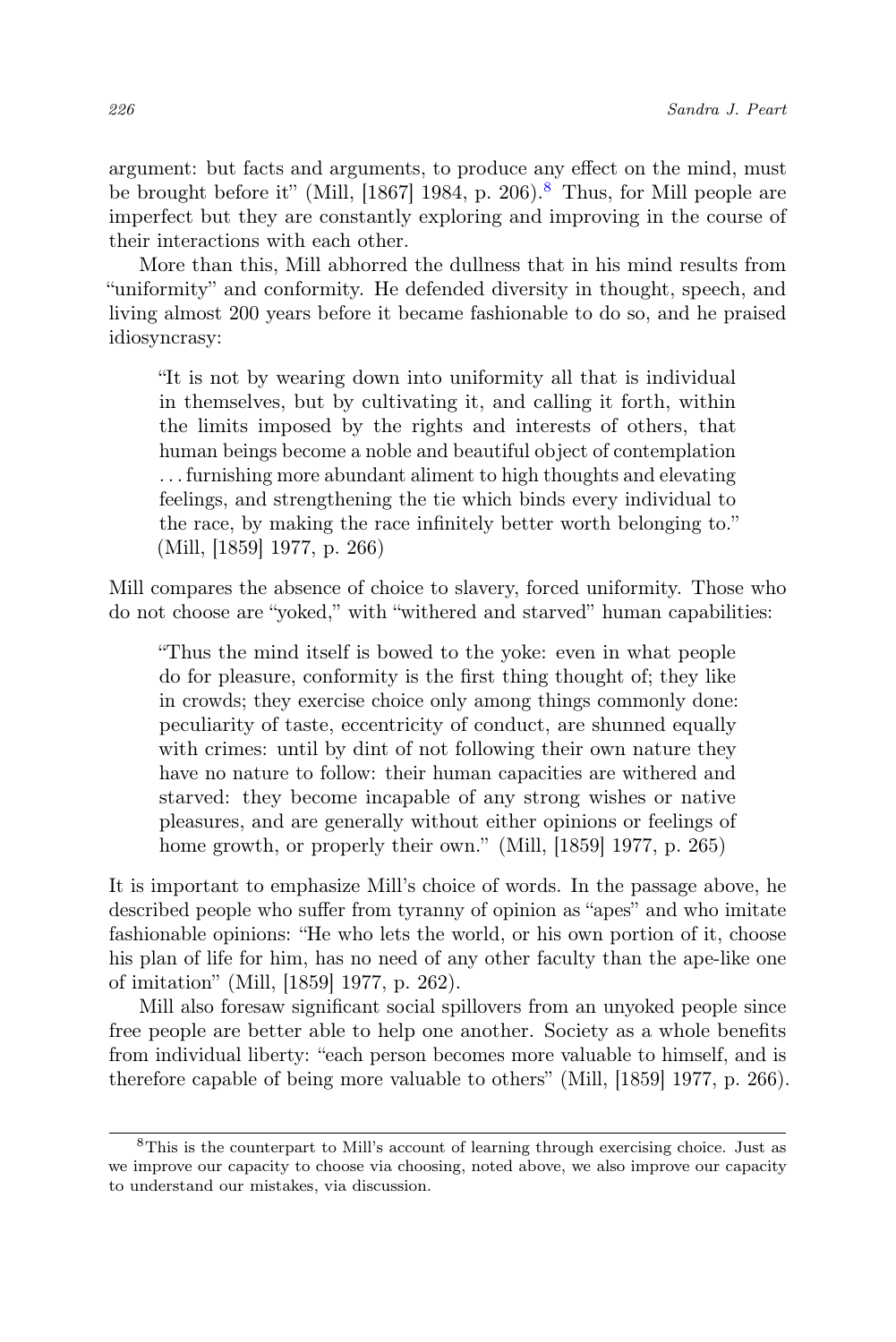argument: but facts and arguments, to produce any effect on the mind, must be brought before it" (Mill, [1867] 1984, p. 206).[8] Thus, for Mill people are imperfect but they are constantly exploring and improving in the course of their interactions with each other.

More than this, Mill abhorred the dullness that in his mind results from "uniformity" and conformity. He defended diversity in thought, speech, and living almost 200 years before it became fashionable to do so, and he praised idiosyncrasy:

> "It is not by wearing down into uniformity all that is individual in themselves, but by cultivating it, and calling it forth, within the limits imposed by the rights and interests of others, that human beings become a noble and beautiful object of contemplation . . . furnishing more abundant aliment to high thoughts and elevating feelings, and strengthening the tie which binds every individual to the race, by making the race infinitely better worth belonging to." (Mill, [1859] 1977, p. 266)

Mill compares the absence of choice to slavery, forced uniformity. Those who do not choose are "yoked," with "withered and starved" human capabilities:

> "Thus the mind itself is bowed to the yoke: even in what people do for pleasure, conformity is the first thing thought of; they like in crowds; they exercise choice only among things commonly done: peculiarity of taste, eccentricity of conduct, are shunned equally with crimes: until by dint of not following their own nature they have no nature to follow: their human capacities are withered and starved: they become incapable of any strong wishes or native pleasures, and are generally without either opinions or feelings of home growth, or properly their own." (Mill, [1859] 1977, p. 265)

It is important to emphasize Mill's choice of words. In the passage above, he described people who suffer from tyranny of opinion as "apes" and who imitate fashionable opinions: "He who lets the world, or his own portion of it, choose his plan of life for him, has no need of any other faculty than the ape-like one of imitation" (Mill, [1859] 1977, p. 262).

Mill also foresaw significant social spillovers from an unyoked people since free people are better able to help one another. Society as a whole benefits from individual liberty: "each person becomes more valuable to himself, and is therefore capable of being more valuable to others" (Mill, [1859] 1977, p. 266).

---

[8] This is the counterpart to Mill's account of learning through exercising choice. Just as we improve our capacity to choose via choosing, noted above, we also improve our capacity to understand our mistakes, via discussion.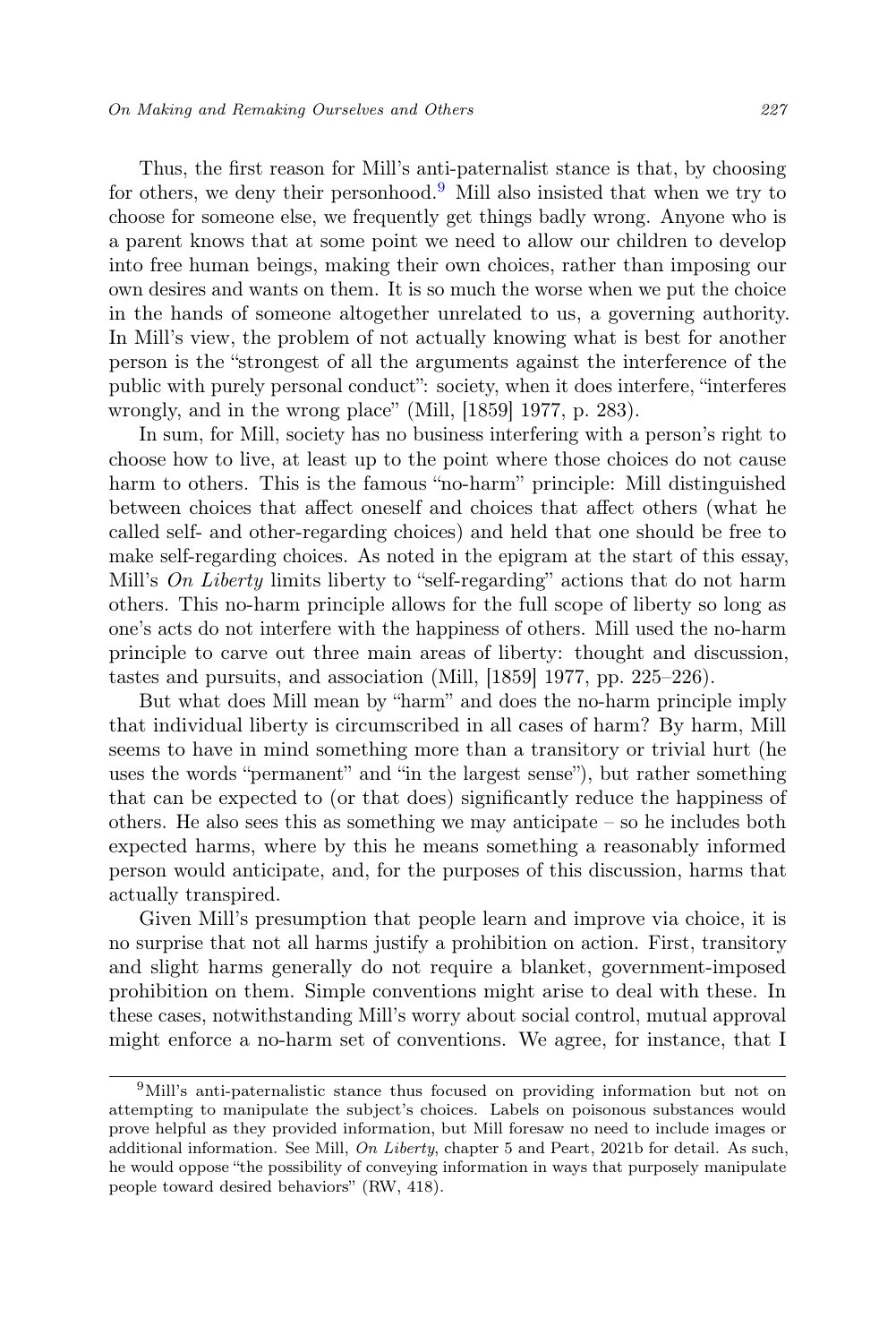Thus, the first reason for Mill's anti-paternalist stance is that, by choosing for others, we deny their personhood.[9] Mill also insisted that when we try to choose for someone else, we frequently get things badly wrong. Anyone who is a parent knows that at some point we need to allow our children to develop into free human beings, making their own choices, rather than imposing our own desires and wants on them. It is so much the worse when we put the choice in the hands of someone altogether unrelated to us, a governing authority. In Mill's view, the problem of not actually knowing what is best for another person is the "strongest of all the arguments against the interference of the public with purely personal conduct": society, when it does interfere, "interferes wrongly, and in the wrong place" (Mill, [1859] 1977, p. 283).

In sum, for Mill, society has no business interfering with a person's right to choose how to live, at least up to the point where those choices do not cause harm to others. This is the famous "no-harm" principle: Mill distinguished between choices that affect oneself and choices that affect others (what he called self- and other-regarding choices) and held that one should be free to make self-regarding choices. As noted in the epigram at the start of this essay, Mill's *On Liberty* limits liberty to "self-regarding" actions that do not harm others. This no-harm principle allows for the full scope of liberty so long as one's acts do not interfere with the happiness of others. Mill used the no-harm principle to carve out three main areas of liberty: thought and discussion, tastes and pursuits, and association (Mill, [1859] 1977, pp. 225–226).

But what does Mill mean by "harm" and does the no-harm principle imply that individual liberty is circumscribed in all cases of harm? By harm, Mill seems to have in mind something more than a transitory or trivial hurt (he uses the words "permanent" and "in the largest sense"), but rather something that can be expected to (or that does) significantly reduce the happiness of others. He also sees this as something we may anticipate – so he includes both expected harms, where by this he means something a reasonably informed person would anticipate, and, for the purposes of this discussion, harms that actually transpired.

Given Mill's presumption that people learn and improve via choice, it is no surprise that not all harms justify a prohibition on action. First, transitory and slight harms generally do not require a blanket, government-imposed prohibition on them. Simple conventions might arise to deal with these. In these cases, notwithstanding Mill's worry about social control, mutual approval might enforce a no-harm set of conventions. We agree, for instance, that I

---

[9] Mill's anti-paternalistic stance thus focused on providing information but not on attempting to manipulate the subject's choices. Labels on poisonous substances would prove helpful as they provided information, but Mill foresaw no need to include images or additional information. See Mill, *On Liberty*, chapter 5 and Peart, 2021b for detail. As such, he would oppose "the possibility of conveying information in ways that purposely manipulate people toward desired behaviors" (RW, 418).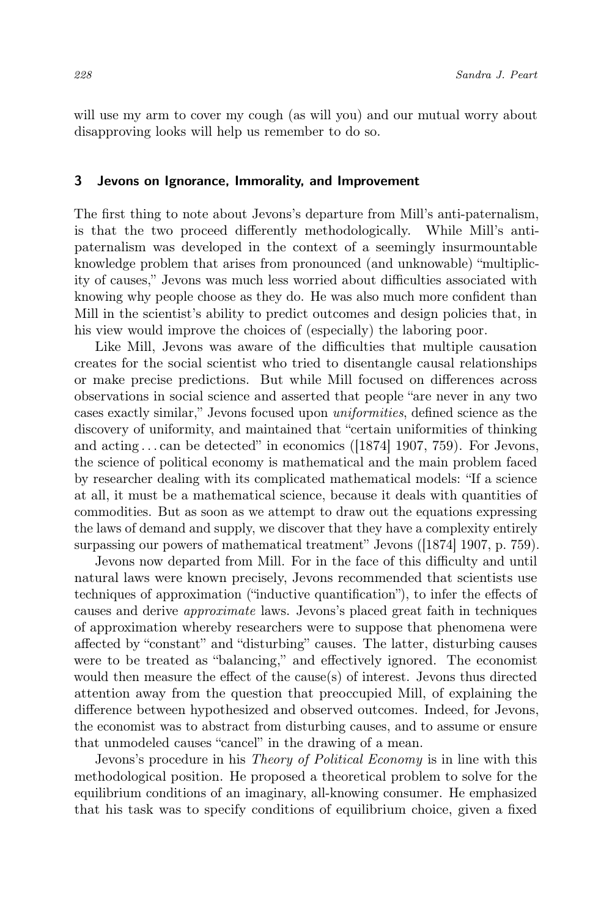will use my arm to cover my cough (as will you) and our mutual worry about disapproving looks will help us remember to do so.

## 3 Jevons on Ignorance, Immorality, and Improvement

The first thing to note about Jevons's departure from Mill's anti-paternalism, is that the two proceed differently methodologically. While Mill's anti-paternalism was developed in the context of a seemingly insurmountable knowledge problem that arises from pronounced (and unknowable) "multiplicity of causes," Jevons was much less worried about difficulties associated with knowing why people choose as they do. He was also much more confident than Mill in the scientist's ability to predict outcomes and design policies that, in his view would improve the choices of (especially) the laboring poor.

Like Mill, Jevons was aware of the difficulties that multiple causation creates for the social scientist who tried to disentangle causal relationships or make precise predictions. But while Mill focused on differences across observations in social science and asserted that people "are never in any two cases exactly similar," Jevons focused upon *uniformities*, defined science as the discovery of uniformity, and maintained that "certain uniformities of thinking and acting . . . can be detected" in economics ([1874] 1907, 759). For Jevons, the science of political economy is mathematical and the main problem faced by researcher dealing with its complicated mathematical models: "If a science at all, it must be a mathematical science, because it deals with quantities of commodities. But as soon as we attempt to draw out the equations expressing the laws of demand and supply, we discover that they have a complexity entirely surpassing our powers of mathematical treatment" Jevons ([1874] 1907, p. 759).

Jevons now departed from Mill. For in the face of this difficulty and until natural laws were known precisely, Jevons recommended that scientists use techniques of approximation ("inductive quantification"), to infer the effects of causes and derive *approximate* laws. Jevons's placed great faith in techniques of approximation whereby researchers were to suppose that phenomena were affected by "constant" and "disturbing" causes. The latter, disturbing causes were to be treated as "balancing," and effectively ignored. The economist would then measure the effect of the cause(s) of interest. Jevons thus directed attention away from the question that preoccupied Mill, of explaining the difference between hypothesized and observed outcomes. Indeed, for Jevons, the economist was to abstract from disturbing causes, and to assume or ensure that unmodeled causes "cancel" in the drawing of a mean.

Jevons's procedure in his *Theory of Political Economy* is in line with this methodological position. He proposed a theoretical problem to solve for the equilibrium conditions of an imaginary, all-knowing consumer. He emphasized that his task was to specify conditions of equilibrium choice, given a fixed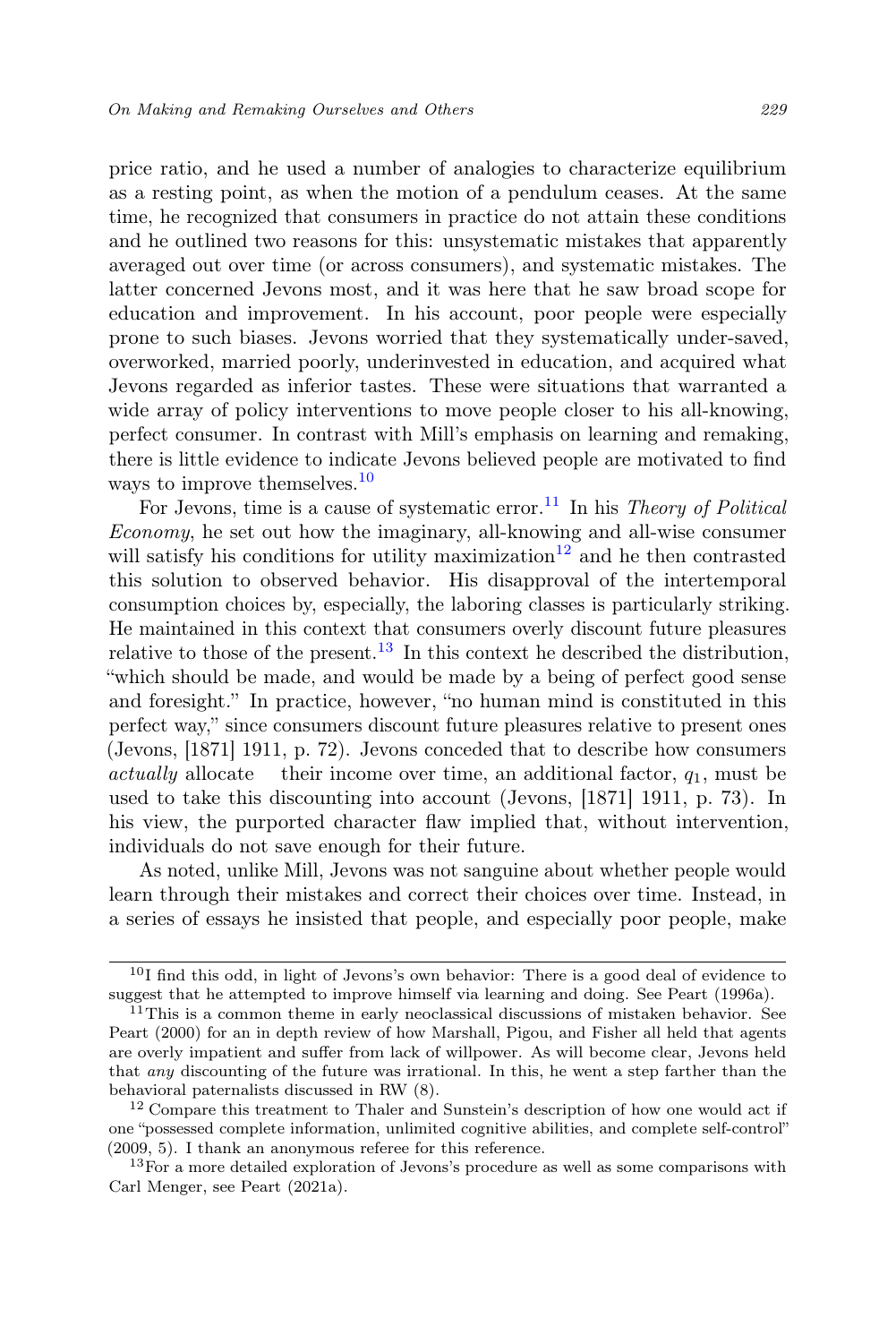price ratio, and he used a number of analogies to characterize equilibrium as a resting point, as when the motion of a pendulum ceases. At the same time, he recognized that consumers in practice do not attain these conditions and he outlined two reasons for this: unsystematic mistakes that apparently averaged out over time (or across consumers), and systematic mistakes. The latter concerned Jevons most, and it was here that he saw broad scope for education and improvement. In his account, poor people were especially prone to such biases. Jevons worried that they systematically under-saved, overworked, married poorly, underinvested in education, and acquired what Jevons regarded as inferior tastes. These were situations that warranted a wide array of policy interventions to move people closer to his all-knowing, perfect consumer. In contrast with Mill's emphasis on learning and remaking, there is little evidence to indicate Jevons believed people are motivated to find ways to improve themselves.[10]

For Jevons, time is a cause of systematic error.[11] In his *Theory of Political Economy*, he set out how the imaginary, all-knowing and all-wise consumer will satisfy his conditions for utility maximization[12] and he then contrasted this solution to observed behavior. His disapproval of the intertemporal consumption choices by, especially, the laboring classes is particularly striking. He maintained in this context that consumers overly discount future pleasures relative to those of the present.[13] In this context he described the distribution, "which should be made, and would be made by a being of perfect good sense and foresight." In practice, however, "no human mind is constituted in this perfect way," since consumers discount future pleasures relative to present ones (Jevons, [1871] 1911, p. 72). Jevons conceded that to describe how consumers *actually* allocate their income over time, an additional factor, $q_1$, must be used to take this discounting into account (Jevons, [1871] 1911, p. 73). In his view, the purported character flaw implied that, without intervention, individuals do not save enough for their future.

As noted, unlike Mill, Jevons was not sanguine about whether people would learn through their mistakes and correct their choices over time. Instead, in a series of essays he insisted that people, and especially poor people, make

---

[10] I find this odd, in light of Jevons's own behavior: There is a good deal of evidence to suggest that he attempted to improve himself via learning and doing. See Peart (1996a).

[11] This is a common theme in early neoclassical discussions of mistaken behavior. See Peart (2000) for an in depth review of how Marshall, Pigou, and Fisher all held that agents are overly impatient and suffer from lack of willpower. As will become clear, Jevons held that *any* discounting of the future was irrational. In this, he went a step farther than the behavioral paternalists discussed in RW (8).

[12] Compare this treatment to Thaler and Sunstein's description of how one would act if one "possessed complete information, unlimited cognitive abilities, and complete self-control" (2009, 5). I thank an anonymous referee for this reference.

[13] For a more detailed exploration of Jevons's procedure as well as some comparisons with Carl Menger, see Peart (2021a).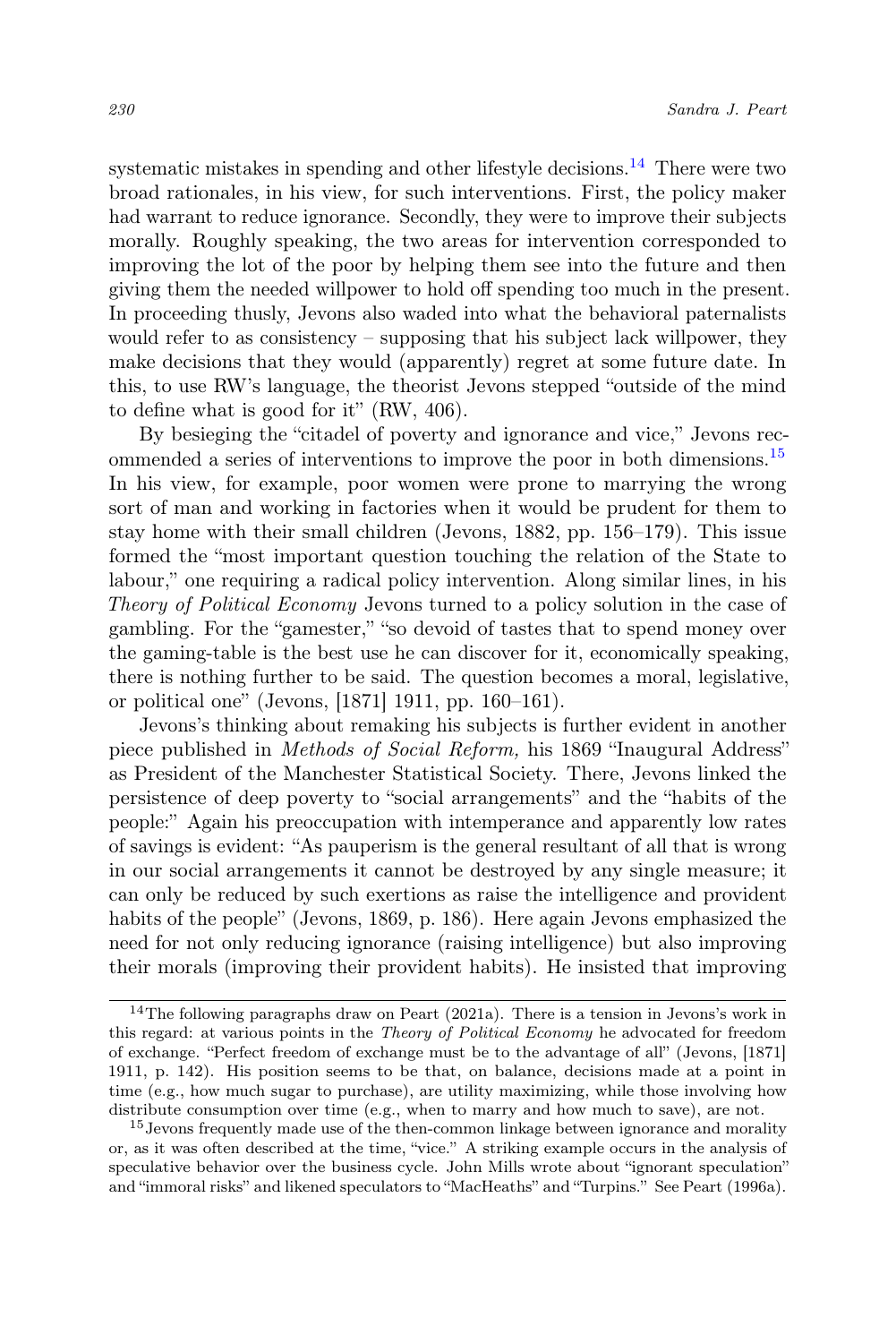systematic mistakes in spending and other lifestyle decisions.[14] There were two broad rationales, in his view, for such interventions. First, the policy maker had warrant to reduce ignorance. Secondly, they were to improve their subjects morally. Roughly speaking, the two areas for intervention corresponded to improving the lot of the poor by helping them see into the future and then giving them the needed willpower to hold off spending too much in the present. In proceeding thusly, Jevons also waded into what the behavioral paternalists would refer to as consistency – supposing that his subject lack willpower, they make decisions that they would (apparently) regret at some future date. In this, to use RW's language, the theorist Jevons stepped "outside of the mind to define what is good for it" (RW, 406).

By besieging the "citadel of poverty and ignorance and vice," Jevons recommended a series of interventions to improve the poor in both dimensions.[15] In his view, for example, poor women were prone to marrying the wrong sort of man and working in factories when it would be prudent for them to stay home with their small children (Jevons, 1882, pp. 156–179). This issue formed the "most important question touching the relation of the State to labour," one requiring a radical policy intervention. Along similar lines, in his *Theory of Political Economy* Jevons turned to a policy solution in the case of gambling. For the "gamester," "so devoid of tastes that to spend money over the gaming-table is the best use he can discover for it, economically speaking, there is nothing further to be said. The question becomes a moral, legislative, or political one" (Jevons, [1871] 1911, pp. 160–161).

Jevons's thinking about remaking his subjects is further evident in another piece published in *Methods of Social Reform,* his 1869 "Inaugural Address" as President of the Manchester Statistical Society. There, Jevons linked the persistence of deep poverty to "social arrangements" and the "habits of the people:" Again his preoccupation with intemperance and apparently low rates of savings is evident: "As pauperism is the general resultant of all that is wrong in our social arrangements it cannot be destroyed by any single measure; it can only be reduced by such exertions as raise the intelligence and provident habits of the people" (Jevons, 1869, p. 186). Here again Jevons emphasized the need for not only reducing ignorance (raising intelligence) but also improving their morals (improving their provident habits). He insisted that improving

---

[14] The following paragraphs draw on Peart (2021a). There is a tension in Jevons's work in this regard: at various points in the *Theory of Political Economy* he advocated for freedom of exchange. "Perfect freedom of exchange must be to the advantage of all" (Jevons, [1871] 1911, p. 142). His position seems to be that, on balance, decisions made at a point in time (e.g., how much sugar to purchase), are utility maximizing, while those involving how distribute consumption over time (e.g., when to marry and how much to save), are not.

[15] Jevons frequently made use of the then-common linkage between ignorance and morality or, as it was often described at the time, "vice." A striking example occurs in the analysis of speculative behavior over the business cycle. John Mills wrote about "ignorant speculation" and "immoral risks" and likened speculators to "MacHeaths" and "Turpins." See Peart (1996a).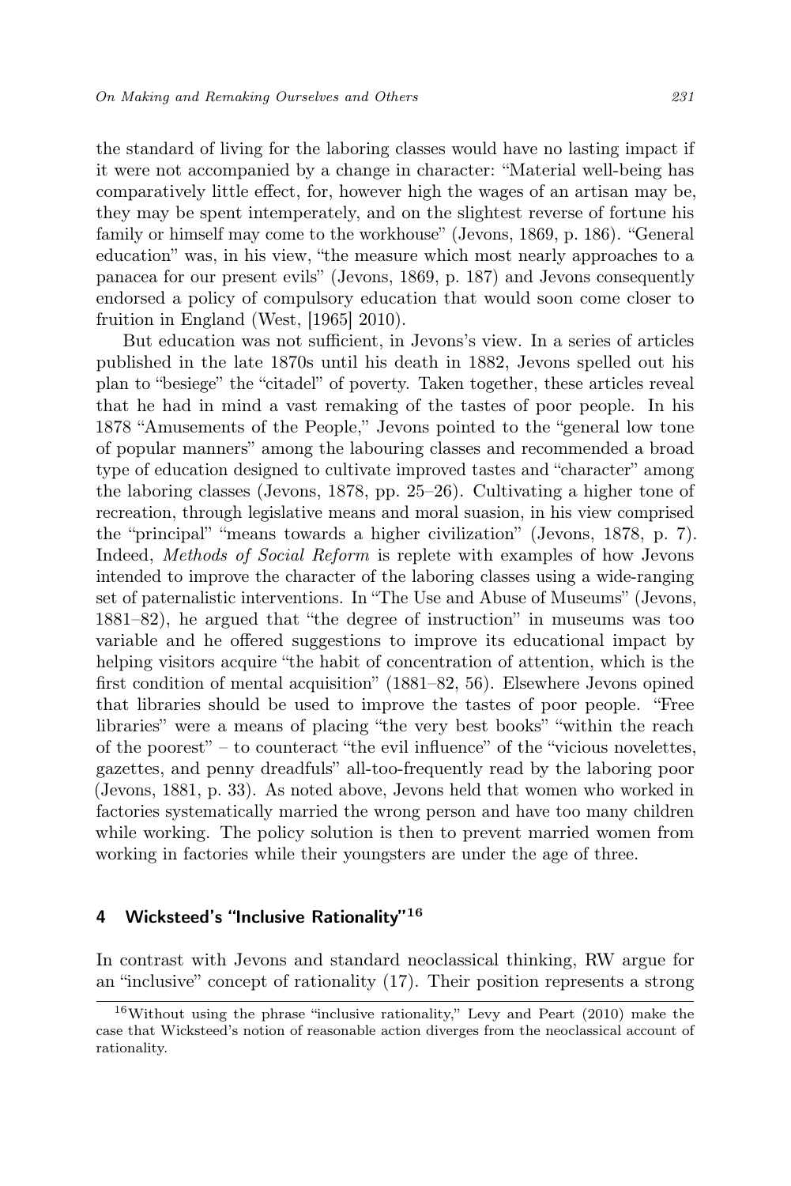the standard of living for the laboring classes would have no lasting impact if it were not accompanied by a change in character: "Material well-being has comparatively little effect, for, however high the wages of an artisan may be, they may be spent intemperately, and on the slightest reverse of fortune his family or himself may come to the workhouse" (Jevons, 1869, p. 186). "General education" was, in his view, "the measure which most nearly approaches to a panacea for our present evils" (Jevons, 1869, p. 187) and Jevons consequently endorsed a policy of compulsory education that would soon come closer to fruition in England (West, [1965] 2010).

But education was not sufficient, in Jevons's view. In a series of articles published in the late 1870s until his death in 1882, Jevons spelled out his plan to "besiege" the "citadel" of poverty. Taken together, these articles reveal that he had in mind a vast remaking of the tastes of poor people. In his 1878 "Amusements of the People," Jevons pointed to the "general low tone of popular manners" among the labouring classes and recommended a broad type of education designed to cultivate improved tastes and "character" among the laboring classes (Jevons, 1878, pp. 25–26). Cultivating a higher tone of recreation, through legislative means and moral suasion, in his view comprised the "principal" "means towards a higher civilization" (Jevons, 1878, p. 7). Indeed, *Methods of Social Reform* is replete with examples of how Jevons intended to improve the character of the laboring classes using a wide-ranging set of paternalistic interventions. In "The Use and Abuse of Museums" (Jevons, 1881–82), he argued that "the degree of instruction" in museums was too variable and he offered suggestions to improve its educational impact by helping visitors acquire "the habit of concentration of attention, which is the first condition of mental acquisition" (1881–82, 56). Elsewhere Jevons opined that libraries should be used to improve the tastes of poor people. "Free libraries" were a means of placing "the very best books" "within the reach of the poorest" – to counteract "the evil influence" of the "vicious novelettes, gazettes, and penny dreadfuls" all-too-frequently read by the laboring poor (Jevons, 1881, p. 33). As noted above, Jevons held that women who worked in factories systematically married the wrong person and have too many children while working. The policy solution is then to prevent married women from working in factories while their youngsters are under the age of three.

## 4 Wicksteed's "Inclusive Rationality"[16]

In contrast with Jevons and standard neoclassical thinking, RW argue for an "inclusive" concept of rationality (17). Their position represents a strong

[16] Without using the phrase "inclusive rationality," Levy and Peart (2010) make the case that Wicksteed's notion of reasonable action diverges from the neoclassical account of rationality.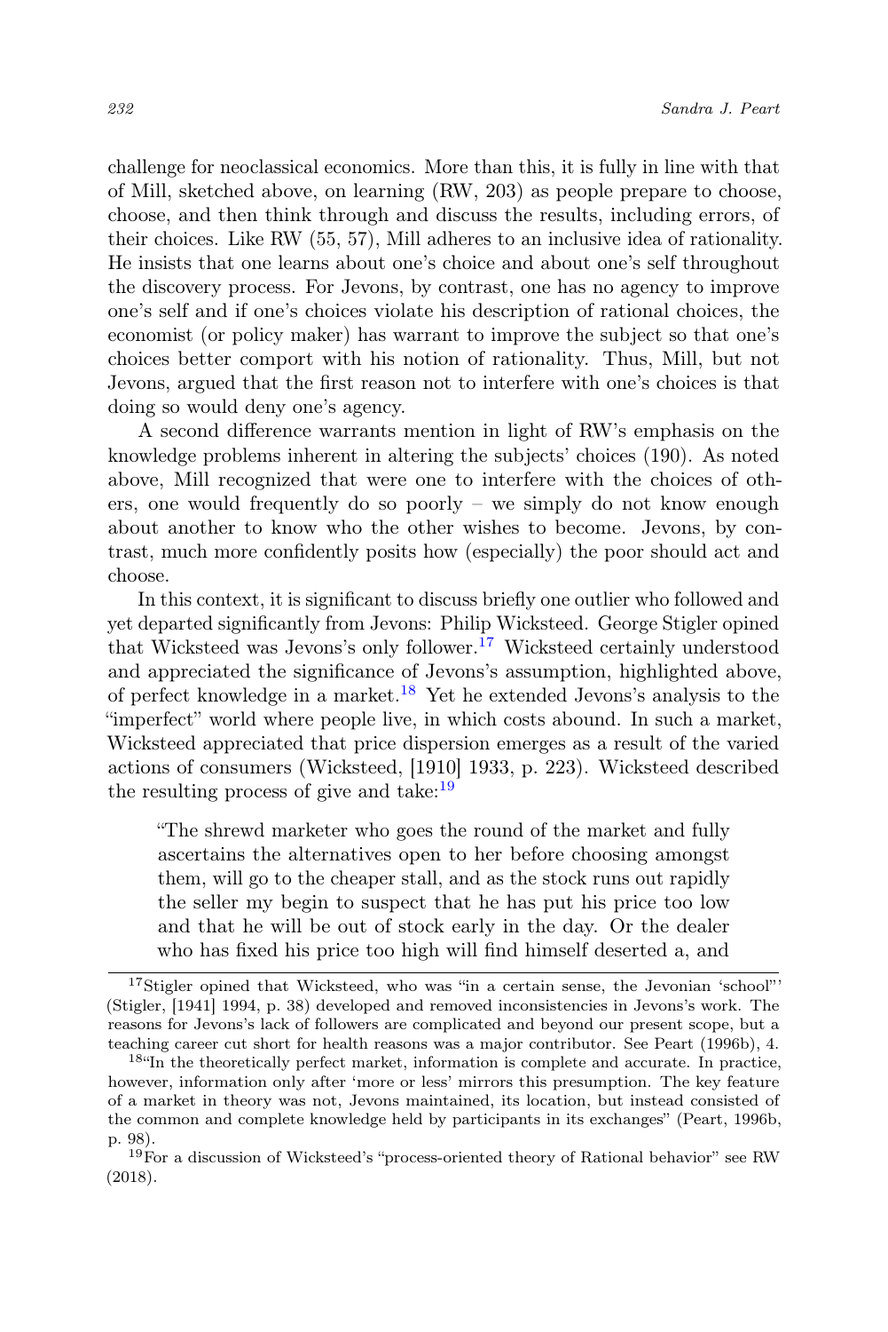challenge for neoclassical economics. More than this, it is fully in line with that of Mill, sketched above, on learning (RW, 203) as people prepare to choose, choose, and then think through and discuss the results, including errors, of their choices. Like RW (55, 57), Mill adheres to an inclusive idea of rationality. He insists that one learns about one's choice and about one's self throughout the discovery process. For Jevons, by contrast, one has no agency to improve one's self and if one's choices violate his description of rational choices, the economist (or policy maker) has warrant to improve the subject so that one's choices better comport with his notion of rationality. Thus, Mill, but not Jevons, argued that the first reason not to interfere with one's choices is that doing so would deny one's agency.

A second difference warrants mention in light of RW's emphasis on the knowledge problems inherent in altering the subjects' choices (190). As noted above, Mill recognized that were one to interfere with the choices of others, one would frequently do so poorly – we simply do not know enough about another to know who the other wishes to become. Jevons, by contrast, much more confidently posits how (especially) the poor should act and choose.

In this context, it is significant to discuss briefly one outlier who followed and yet departed significantly from Jevons: Philip Wicksteed. George Stigler opined that Wicksteed was Jevons's only follower.[17] Wicksteed certainly understood and appreciated the significance of Jevons's assumption, highlighted above, of perfect knowledge in a market.[18] Yet he extended Jevons's analysis to the "imperfect" world where people live, in which costs abound. In such a market, Wicksteed appreciated that price dispersion emerges as a result of the varied actions of consumers (Wicksteed, [1910] 1933, p. 223). Wicksteed described the resulting process of give and take:[19]

> "The shrewd marketer who goes the round of the market and fully ascertains the alternatives open to her before choosing amongst them, will go to the cheaper stall, and as the stock runs out rapidly the seller my begin to suspect that he has put his price too low and that he will be out of stock early in the day. Or the dealer who has fixed his price too high will find himself deserted a, and

---

[17] Stigler opined that Wicksteed, who was "in a certain sense, the Jevonian 'school"' (Stigler, [1941] 1994, p. 38) developed and removed inconsistencies in Jevons's work. The reasons for Jevons's lack of followers are complicated and beyond our present scope, but a teaching career cut short for health reasons was a major contributor. See Peart (1996b), 4.

[18] "In the theoretically perfect market, information is complete and accurate. In practice, however, information only after 'more or less' mirrors this presumption. The key feature of a market in theory was not, Jevons maintained, its location, but instead consisted of the common and complete knowledge held by participants in its exchanges" (Peart, 1996b, p. 98).

[19] For a discussion of Wicksteed's "process-oriented theory of Rational behavior" see RW (2018).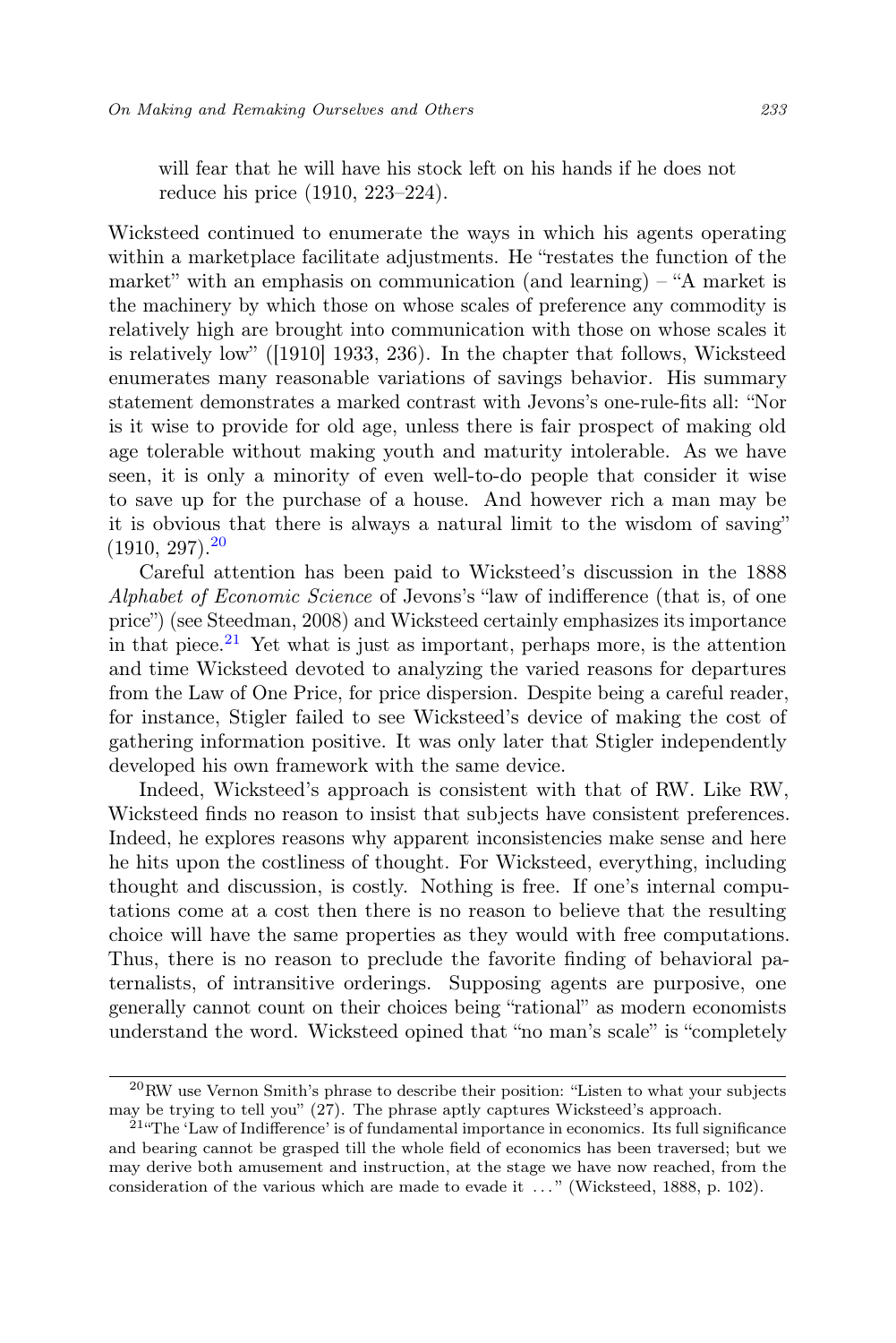will fear that he will have his stock left on his hands if he does not reduce his price (1910, 223–224).

Wicksteed continued to enumerate the ways in which his agents operating within a marketplace facilitate adjustments. He "restates the function of the market" with an emphasis on communication (and learning) – "A market is the machinery by which those on whose scales of preference any commodity is relatively high are brought into communication with those on whose scales it is relatively low" ([1910] 1933, 236). In the chapter that follows, Wicksteed enumerates many reasonable variations of savings behavior. His summary statement demonstrates a marked contrast with Jevons's one-rule-fits all: "Nor is it wise to provide for old age, unless there is fair prospect of making old age tolerable without making youth and maturity intolerable. As we have seen, it is only a minority of even well-to-do people that consider it wise to save up for the purchase of a house. And however rich a man may be it is obvious that there is always a natural limit to the wisdom of saving" (1910, 297).[20]

Careful attention has been paid to Wicksteed's discussion in the 1888 *Alphabet of Economic Science* of Jevons's "law of indifference (that is, of one price") (see Steedman, 2008) and Wicksteed certainly emphasizes its importance in that piece.[21] Yet what is just as important, perhaps more, is the attention and time Wicksteed devoted to analyzing the varied reasons for departures from the Law of One Price, for price dispersion. Despite being a careful reader, for instance, Stigler failed to see Wicksteed's device of making the cost of gathering information positive. It was only later that Stigler independently developed his own framework with the same device.

Indeed, Wicksteed's approach is consistent with that of RW. Like RW, Wicksteed finds no reason to insist that subjects have consistent preferences. Indeed, he explores reasons why apparent inconsistencies make sense and here he hits upon the costliness of thought. For Wicksteed, everything, including thought and discussion, is costly. Nothing is free. If one's internal computations come at a cost then there is no reason to believe that the resulting choice will have the same properties as they would with free computations. Thus, there is no reason to preclude the favorite finding of behavioral paternalists, of intransitive orderings. Supposing agents are purposive, one generally cannot count on their choices being "rational" as modern economists understand the word. Wicksteed opined that "no man's scale" is "completely

---

[20] RW use Vernon Smith's phrase to describe their position: "Listen to what your subjects may be trying to tell you" (27). The phrase aptly captures Wicksteed's approach.

[21] "The 'Law of Indifference' is of fundamental importance in economics. Its full significance and bearing cannot be grasped till the whole field of economics has been traversed; but we may derive both amusement and instruction, at the stage we have now reached, from the consideration of the various which are made to evade it ..." (Wicksteed, 1888, p. 102).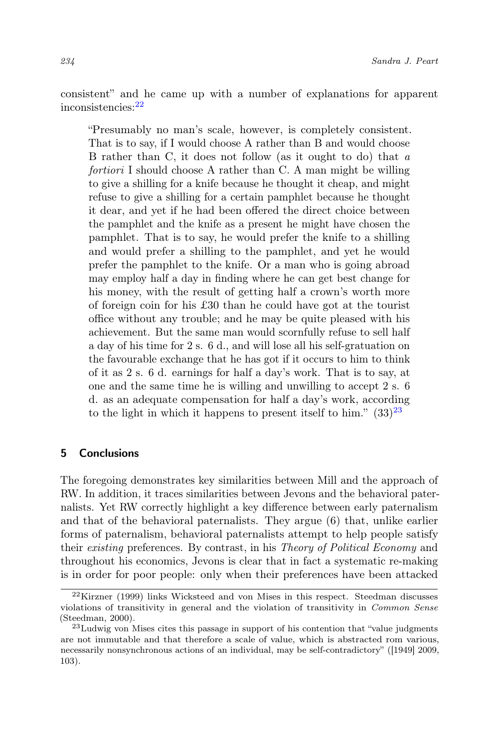consistent" and he came up with a number of explanations for apparent inconsistencies:[22]

> "Presumably no man's scale, however, is completely consistent. That is to say, if I would choose A rather than B and would choose B rather than C, it does not follow (as it ought to do) that *a fortiori* I should choose A rather than C. A man might be willing to give a shilling for a knife because he thought it cheap, and might refuse to give a shilling for a certain pamphlet because he thought it dear, and yet if he had been offered the direct choice between the pamphlet and the knife as a present he might have chosen the pamphlet. That is to say, he would prefer the knife to a shilling and would prefer a shilling to the pamphlet, and yet he would prefer the pamphlet to the knife. Or a man who is going abroad may employ half a day in finding where he can get best change for his money, with the result of getting half a crown's worth more of foreign coin for his £30 than he could have got at the tourist office without any trouble; and he may be quite pleased with his achievement. But the same man would scornfully refuse to sell half a day of his time for 2 s. 6 d., and will lose all his self-gratuation on the favourable exchange that he has got if it occurs to him to think of it as 2 s. 6 d. earnings for half a day's work. That is to say, at one and the same time he is willing and unwilling to accept 2 s. 6 d. as an adequate compensation for half a day's work, according to the light in which it happens to present itself to him." (33)[23]

## 5 Conclusions

The foregoing demonstrates key similarities between Mill and the approach of RW. In addition, it traces similarities between Jevons and the behavioral paternalists. Yet RW correctly highlight a key difference between early paternalism and that of the behavioral paternalists. They argue (6) that, unlike earlier forms of paternalism, behavioral paternalists attempt to help people satisfy their *existing* preferences. By contrast, in his *Theory of Political Economy* and throughout his economics, Jevons is clear that in fact a systematic re-making is in order for poor people: only when their preferences have been attacked

[22] Kirzner (1999) links Wicksteed and von Mises in this respect. Steedman discusses violations of transitivity in general and the violation of transitivity in *Common Sense* (Steedman, 2000).

[23] Ludwig von Mises cites this passage in support of his contention that "value judgments are not immutable and that therefore a scale of value, which is abstracted rom various, necessarily nonsynchronous actions of an individual, may be self-contradictory" ([1949] 2009, 103).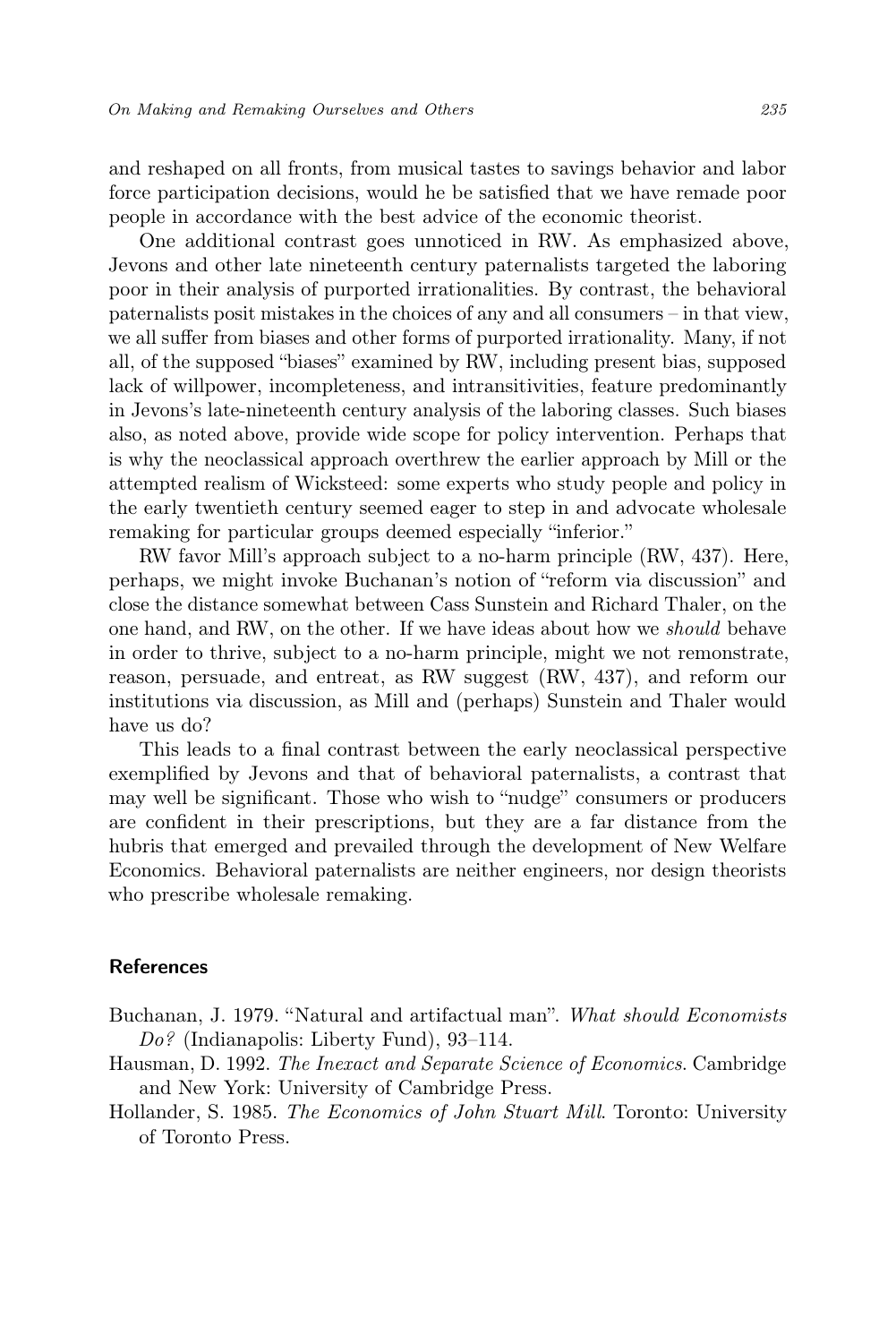and reshaped on all fronts, from musical tastes to savings behavior and labor force participation decisions, would he be satisfied that we have remade poor people in accordance with the best advice of the economic theorist.

One additional contrast goes unnoticed in RW. As emphasized above, Jevons and other late nineteenth century paternalists targeted the laboring poor in their analysis of purported irrationalities. By contrast, the behavioral paternalists posit mistakes in the choices of any and all consumers – in that view, we all suffer from biases and other forms of purported irrationality. Many, if not all, of the supposed "biases" examined by RW, including present bias, supposed lack of willpower, incompleteness, and intransitivities, feature predominantly in Jevons's late-nineteenth century analysis of the laboring classes. Such biases also, as noted above, provide wide scope for policy intervention. Perhaps that is why the neoclassical approach overthrew the earlier approach by Mill or the attempted realism of Wicksteed: some experts who study people and policy in the early twentieth century seemed eager to step in and advocate wholesale remaking for particular groups deemed especially "inferior."

RW favor Mill's approach subject to a no-harm principle (RW, 437). Here, perhaps, we might invoke Buchanan's notion of "reform via discussion" and close the distance somewhat between Cass Sunstein and Richard Thaler, on the one hand, and RW, on the other. If we have ideas about how we *should* behave in order to thrive, subject to a no-harm principle, might we not remonstrate, reason, persuade, and entreat, as RW suggest (RW, 437), and reform our institutions via discussion, as Mill and (perhaps) Sunstein and Thaler would have us do?

This leads to a final contrast between the early neoclassical perspective exemplified by Jevons and that of behavioral paternalists, a contrast that may well be significant. Those who wish to "nudge" consumers or producers are confident in their prescriptions, but they are a far distance from the hubris that emerged and prevailed through the development of New Welfare Economics. Behavioral paternalists are neither engineers, nor design theorists who prescribe wholesale remaking.

## References

Buchanan, J. 1979. "Natural and artifactual man". *What should Economists Do?* (Indianapolis: Liberty Fund), 93–114.

Hausman, D. 1992. *The Inexact and Separate Science of Economics*. Cambridge and New York: University of Cambridge Press.

Hollander, S. 1985. *The Economics of John Stuart Mill*. Toronto: University of Toronto Press.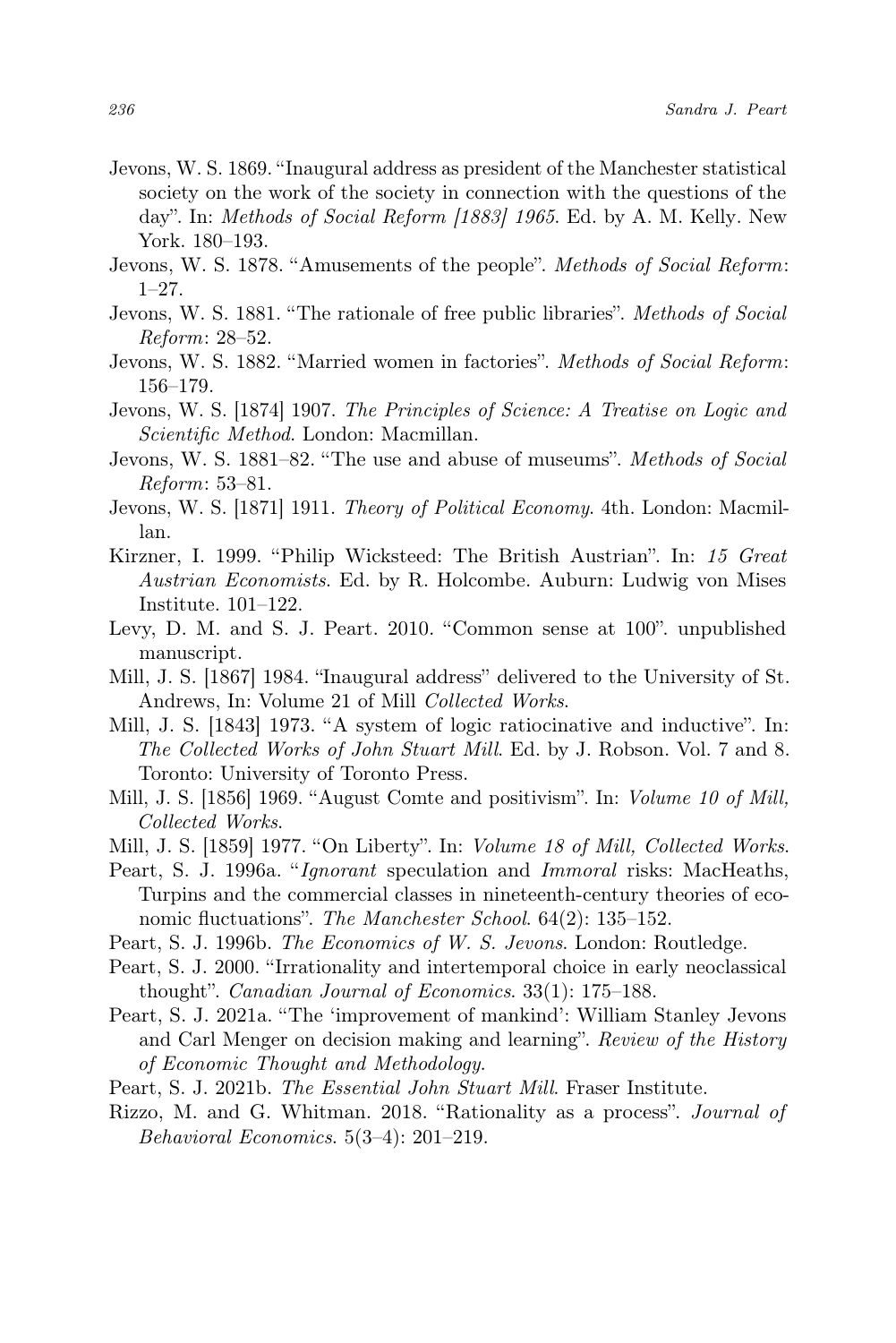Jevons, W. S. 1869. "Inaugural address as president of the Manchester statistical society on the work of the society in connection with the questions of the day". In: *Methods of Social Reform [1883] 1965*. Ed. by A. M. Kelly. New York. 180–193.

Jevons, W. S. 1878. "Amusements of the people". *Methods of Social Reform*: 1–27.

Jevons, W. S. 1881. "The rationale of free public libraries". *Methods of Social Reform*: 28–52.

Jevons, W. S. 1882. "Married women in factories". *Methods of Social Reform*: 156–179.

Jevons, W. S. [1874] 1907. *The Principles of Science: A Treatise on Logic and Scientific Method*. London: Macmillan.

Jevons, W. S. 1881–82. "The use and abuse of museums". *Methods of Social Reform*: 53–81.

Jevons, W. S. [1871] 1911. *Theory of Political Economy*. 4th. London: Macmillan.

Kirzner, I. 1999. "Philip Wicksteed: The British Austrian". In: *15 Great Austrian Economists*. Ed. by R. Holcombe. Auburn: Ludwig von Mises Institute. 101–122.

Levy, D. M. and S. J. Peart. 2010. "Common sense at 100". unpublished manuscript.

Mill, J. S. [1867] 1984. "Inaugural address" delivered to the University of St. Andrews, In: Volume 21 of Mill *Collected Works*.

Mill, J. S. [1843] 1973. "A system of logic ratiocinative and inductive". In: *The Collected Works of John Stuart Mill*. Ed. by J. Robson. Vol. 7 and 8. Toronto: University of Toronto Press.

Mill, J. S. [1856] 1969. "August Comte and positivism". In: *Volume 10 of Mill, Collected Works*.

Mill, J. S. [1859] 1977. "On Liberty". In: *Volume 18 of Mill, Collected Works*.

Peart, S. J. 1996a. "*Ignorant* speculation and *Immoral* risks: MacHeaths, Turpins and the commercial classes in nineteenth-century theories of economic fluctuations". *The Manchester School*. 64(2): 135–152.

Peart, S. J. 1996b. *The Economics of W. S. Jevons*. London: Routledge.

Peart, S. J. 2000. "Irrationality and intertemporal choice in early neoclassical thought". *Canadian Journal of Economics*. 33(1): 175–188.

Peart, S. J. 2021a. "The 'improvement of mankind': William Stanley Jevons and Carl Menger on decision making and learning". *Review of the History of Economic Thought and Methodology*.

Peart, S. J. 2021b. *The Essential John Stuart Mill*. Fraser Institute.

Rizzo, M. and G. Whitman. 2018. "Rationality as a process". *Journal of Behavioral Economics*. 5(3–4): 201–219.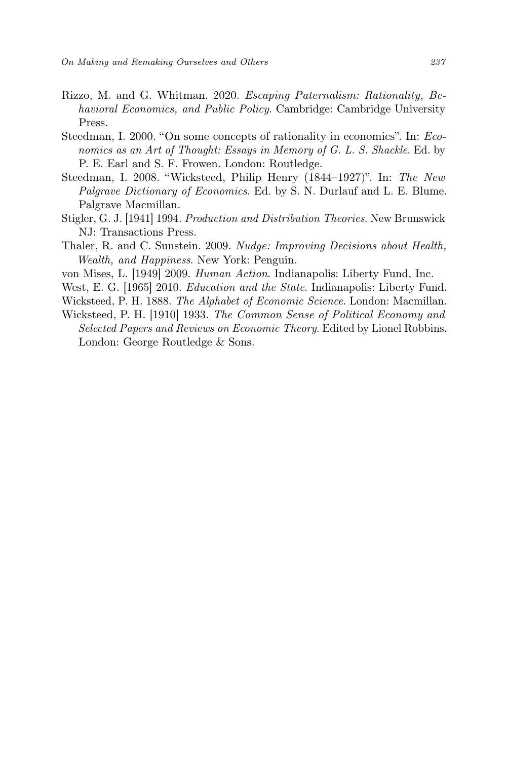Rizzo, M. and G. Whitman. 2020. *Escaping Paternalism: Rationality, Behavioral Economics, and Public Policy*. Cambridge: Cambridge University Press.

Steedman, I. 2000. "On some concepts of rationality in economics". In: *Economics as an Art of Thought: Essays in Memory of G. L. S. Shackle*. Ed. by P. E. Earl and S. F. Frowen. London: Routledge.

Steedman, I. 2008. "Wicksteed, Philip Henry (1844–1927)". In: *The New Palgrave Dictionary of Economics*. Ed. by S. N. Durlauf and L. E. Blume. Palgrave Macmillan.

Stigler, G. J. [1941] 1994. *Production and Distribution Theories*. New Brunswick NJ: Transactions Press.

Thaler, R. and C. Sunstein. 2009. *Nudge: Improving Decisions about Health, Wealth, and Happiness*. New York: Penguin.

von Mises, L. [1949] 2009. *Human Action*. Indianapolis: Liberty Fund, Inc.

West, E. G. [1965] 2010. *Education and the State*. Indianapolis: Liberty Fund.

Wicksteed, P. H. 1888. *The Alphabet of Economic Science*. London: Macmillan.

Wicksteed, P. H. [1910] 1933. *The Common Sense of Political Economy and Selected Papers and Reviews on Economic Theory*. Edited by Lionel Robbins. London: George Routledge & Sons.